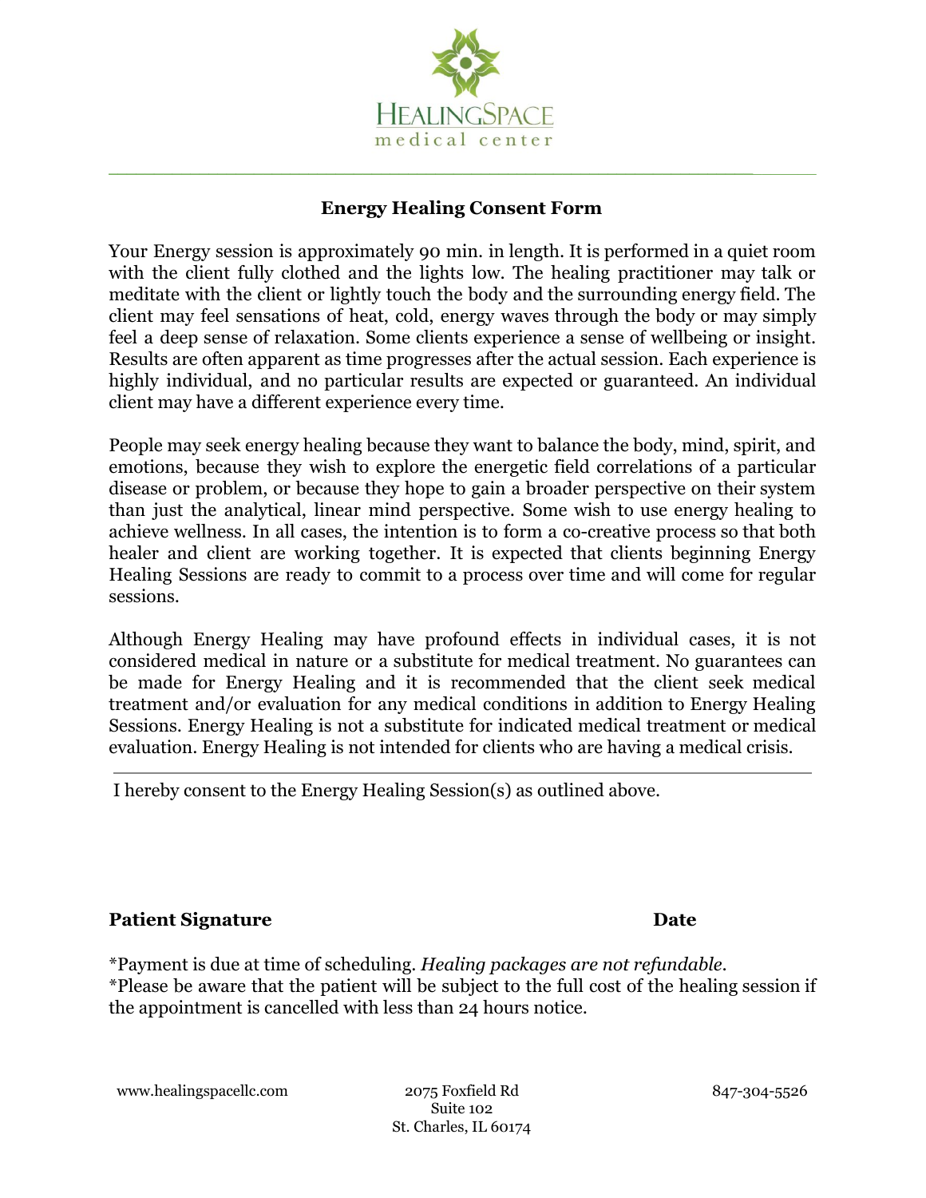HEALINGSPACE
medical center

## Energy Healing Consent Form

Your Energy session is approximately 90 min. in length. It is performed in a quiet room with the client fully clothed and the lights low. The healing practitioner may talk or meditate with the client or lightly touch the body and the surrounding energy field. The client may feel sensations of heat, cold, energy waves through the body or may simply feel a deep sense of relaxation. Some clients experience a sense of wellbeing or insight. Results are often apparent as time progresses after the actual session. Each experience is highly individual, and no particular results are expected or guaranteed. An individual client may have a different experience every time.

People may seek energy healing because they want to balance the body, mind, spirit, and emotions, because they wish to explore the energetic field correlations of a particular disease or problem, or because they hope to gain a broader perspective on their system than just the analytical, linear mind perspective. Some wish to use energy healing to achieve wellness. In all cases, the intention is to form a co-creative process so that both healer and client are working together. It is expected that clients beginning Energy Healing Sessions are ready to commit to a process over time and will come for regular sessions.

Although Energy Healing may have profound effects in individual cases, it is not considered medical in nature or a substitute for medical treatment. No guarantees can be made for Energy Healing and it is recommended that the client seek medical treatment and/or evaluation for any medical conditions in addition to Energy Healing Sessions. Energy Healing is not a substitute for indicated medical treatment or medical evaluation. Energy Healing is not intended for clients who are having a medical crisis.

---

I hereby consent to the Energy Healing Session(s) as outlined above.

**Patient Signature** **Date**

*Payment is due at time of scheduling. *Healing packages are not refundable.*
*Please be aware that the patient will be subject to the full cost of the healing session if the appointment is cancelled with less than 24 hours notice.

www.healingspacellc.com

2075 Foxfield Rd
Suite 102
St. Charles, IL 60174

847-304-5526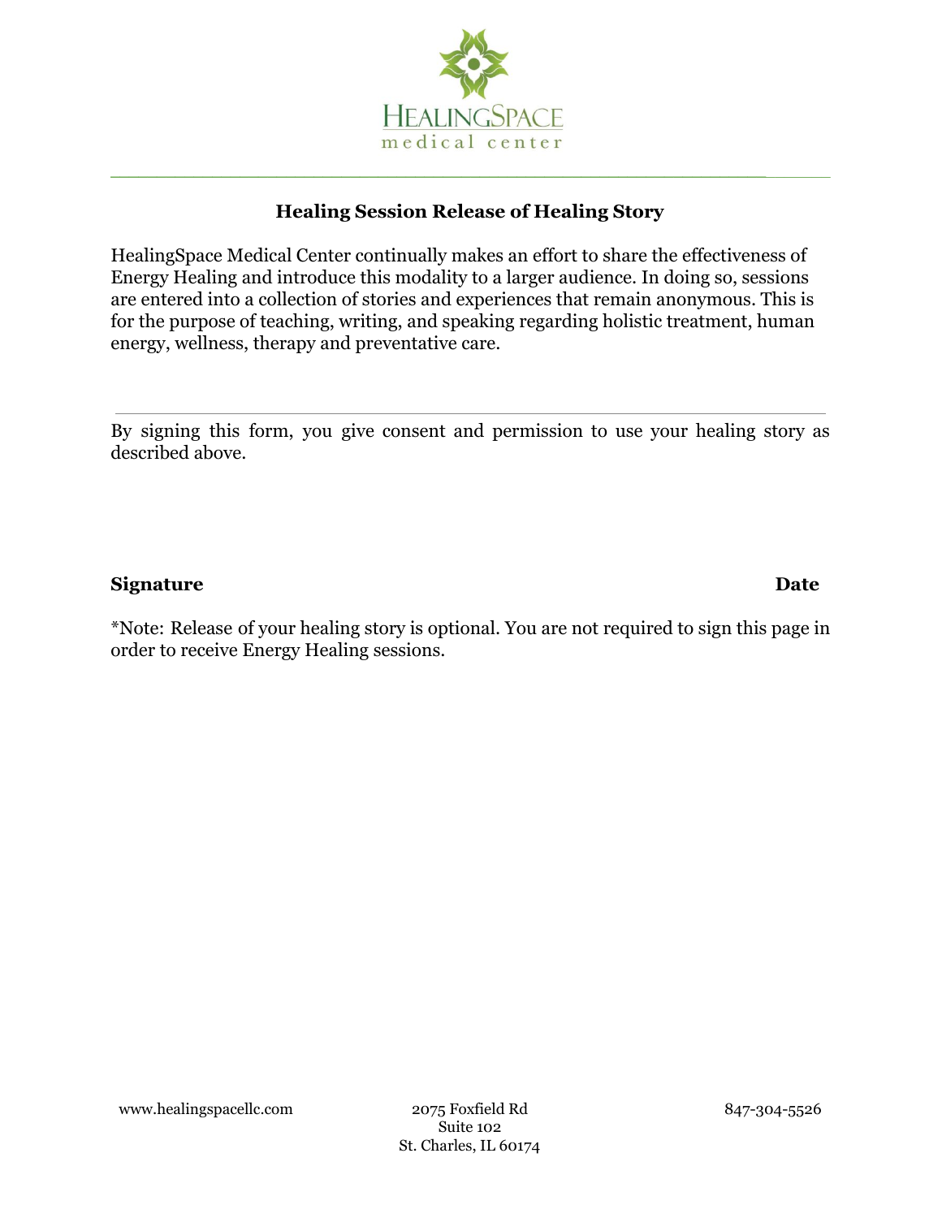HEALINGSPACE
medical center

## Healing Session Release of Healing Story

HealingSpace Medical Center continually makes an effort to share the effectiveness of Energy Healing and introduce this modality to a larger audience. In doing so, sessions are entered into a collection of stories and experiences that remain anonymous. This is for the purpose of teaching, writing, and speaking regarding holistic treatment, human energy, wellness, therapy and preventative care.

By signing this form, you give consent and permission to use your healing story as described above.

**Signature** **Date**

*Note: Release of your healing story is optional. You are not required to sign this page in order to receive Energy Healing sessions.

www.healingspacellc.com

2075 Foxfield Rd
Suite 102
St. Charles, IL 60174

847-304-5526